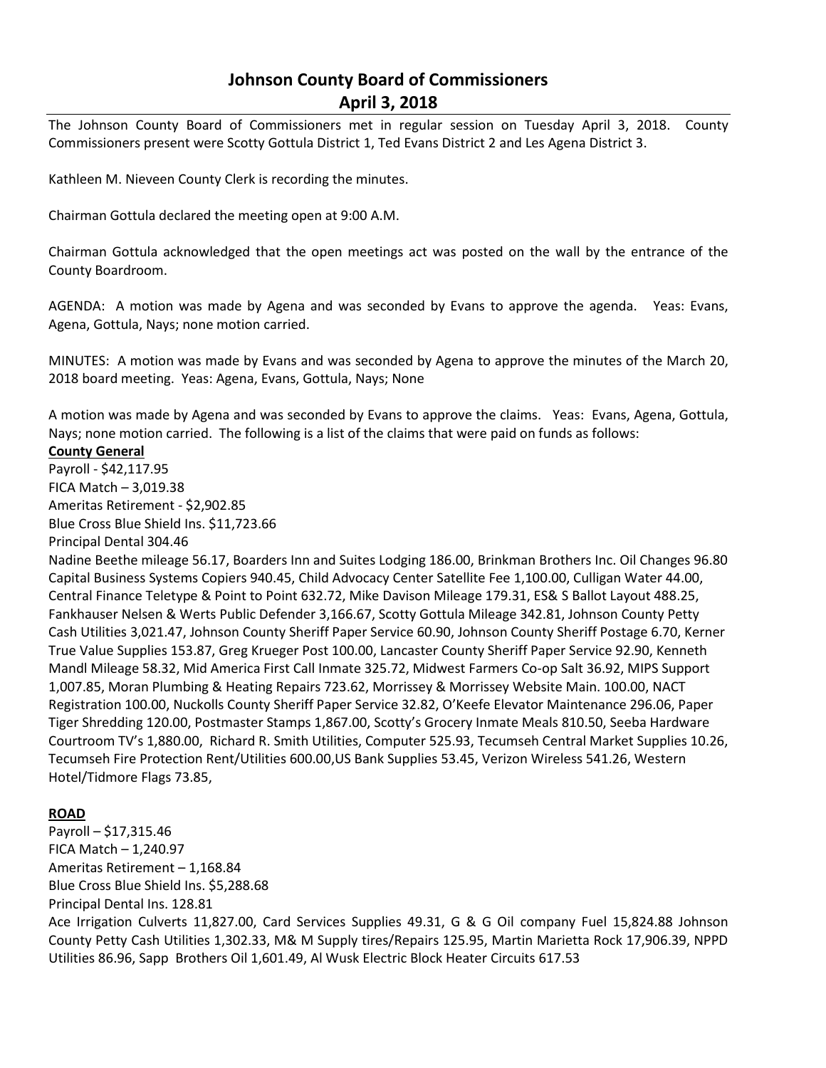# Johnson County Board of Commissioners
## April 3, 2018

The Johnson County Board of Commissioners met in regular session on Tuesday April 3, 2018. County Commissioners present were Scotty Gottula District 1, Ted Evans District 2 and Les Agena District 3.

Kathleen M. Nieveen County Clerk is recording the minutes.

Chairman Gottula declared the meeting open at 9:00 A.M.

Chairman Gottula acknowledged that the open meetings act was posted on the wall by the entrance of the County Boardroom.

AGENDA: A motion was made by Agena and was seconded by Evans to approve the agenda. Yeas: Evans, Agena, Gottula, Nays; none motion carried.

MINUTES: A motion was made by Evans and was seconded by Agena to approve the minutes of the March 20, 2018 board meeting. Yeas: Agena, Evans, Gottula, Nays; None

A motion was made by Agena and was seconded by Evans to approve the claims. Yeas: Evans, Agena, Gottula, Nays; none motion carried. The following is a list of the claims that were paid on funds as follows:

**County General**

Payroll - $42,117.95
FICA Match – 3,019.38
Ameritas Retirement - $2,902.85
Blue Cross Blue Shield Ins. $11,723.66
Principal Dental 304.46
Nadine Beethe mileage 56.17, Boarders Inn and Suites Lodging 186.00, Brinkman Brothers Inc. Oil Changes 96.80 Capital Business Systems Copiers 940.45, Child Advocacy Center Satellite Fee 1,100.00, Culligan Water 44.00, Central Finance Teletype & Point to Point 632.72, Mike Davison Mileage 179.31, ES& S Ballot Layout 488.25, Fankhauser Nelsen & Werts Public Defender 3,166.67, Scotty Gottula Mileage 342.81, Johnson County Petty Cash Utilities 3,021.47, Johnson County Sheriff Paper Service 60.90, Johnson County Sheriff Postage 6.70, Kerner True Value Supplies 153.87, Greg Krueger Post 100.00, Lancaster County Sheriff Paper Service 92.90, Kenneth Mandl Mileage 58.32, Mid America First Call Inmate 325.72, Midwest Farmers Co-op Salt 36.92, MIPS Support 1,007.85, Moran Plumbing & Heating Repairs 723.62, Morrissey & Morrissey Website Main. 100.00, NACT Registration 100.00, Nuckolls County Sheriff Paper Service 32.82, O'Keefe Elevator Maintenance 296.06, Paper Tiger Shredding 120.00, Postmaster Stamps 1,867.00, Scotty's Grocery Inmate Meals 810.50, Seeba Hardware Courtroom TV's 1,880.00, Richard R. Smith Utilities, Computer 525.93, Tecumseh Central Market Supplies 10.26, Tecumseh Fire Protection Rent/Utilities 600.00,US Bank Supplies 53.45, Verizon Wireless 541.26, Western Hotel/Tidmore Flags 73.85,

**ROAD**

Payroll – $17,315.46
FICA Match – 1,240.97
Ameritas Retirement – 1,168.84
Blue Cross Blue Shield Ins. $5,288.68
Principal Dental Ins. 128.81
Ace Irrigation Culverts 11,827.00, Card Services Supplies 49.31, G & G Oil company Fuel 15,824.88 Johnson County Petty Cash Utilities 1,302.33, M& M Supply tires/Repairs 125.95, Martin Marietta Rock 17,906.39, NPPD Utilities 86.96, Sapp Brothers Oil 1,601.49, Al Wusk Electric Block Heater Circuits 617.53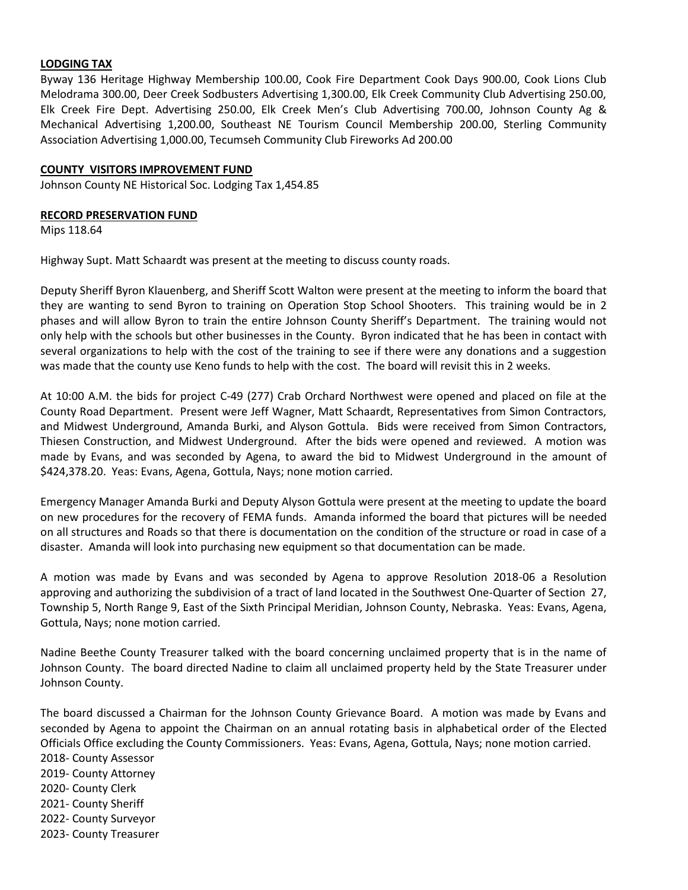**LODGING TAX**

Byway 136 Heritage Highway Membership 100.00, Cook Fire Department Cook Days 900.00, Cook Lions Club Melodrama 300.00, Deer Creek Sodbusters Advertising 1,300.00, Elk Creek Community Club Advertising 250.00, Elk Creek Fire Dept. Advertising 250.00, Elk Creek Men's Club Advertising 700.00, Johnson County Ag & Mechanical Advertising 1,200.00, Southeast NE Tourism Council Membership 200.00, Sterling Community Association Advertising 1,000.00, Tecumseh Community Club Fireworks Ad 200.00

**COUNTY VISITORS IMPROVEMENT FUND**

Johnson County NE Historical Soc. Lodging Tax 1,454.85

**RECORD PRESERVATION FUND**

Mips 118.64

Highway Supt. Matt Schaardt was present at the meeting to discuss county roads.

Deputy Sheriff Byron Klauenberg, and Sheriff Scott Walton were present at the meeting to inform the board that they are wanting to send Byron to training on Operation Stop School Shooters. This training would be in 2 phases and will allow Byron to train the entire Johnson County Sheriff's Department. The training would not only help with the schools but other businesses in the County. Byron indicated that he has been in contact with several organizations to help with the cost of the training to see if there were any donations and a suggestion was made that the county use Keno funds to help with the cost. The board will revisit this in 2 weeks.

At 10:00 A.M. the bids for project C-49 (277) Crab Orchard Northwest were opened and placed on file at the County Road Department. Present were Jeff Wagner, Matt Schaardt, Representatives from Simon Contractors, and Midwest Underground, Amanda Burki, and Alyson Gottula. Bids were received from Simon Contractors, Thiesen Construction, and Midwest Underground. After the bids were opened and reviewed. A motion was made by Evans, and was seconded by Agena, to award the bid to Midwest Underground in the amount of $424,378.20. Yeas: Evans, Agena, Gottula, Nays; none motion carried.

Emergency Manager Amanda Burki and Deputy Alyson Gottula were present at the meeting to update the board on new procedures for the recovery of FEMA funds. Amanda informed the board that pictures will be needed on all structures and Roads so that there is documentation on the condition of the structure or road in case of a disaster. Amanda will look into purchasing new equipment so that documentation can be made.

A motion was made by Evans and was seconded by Agena to approve Resolution 2018-06 a Resolution approving and authorizing the subdivision of a tract of land located in the Southwest One-Quarter of Section 27, Township 5, North Range 9, East of the Sixth Principal Meridian, Johnson County, Nebraska. Yeas: Evans, Agena, Gottula, Nays; none motion carried.

Nadine Beethe County Treasurer talked with the board concerning unclaimed property that is in the name of Johnson County. The board directed Nadine to claim all unclaimed property held by the State Treasurer under Johnson County.

The board discussed a Chairman for the Johnson County Grievance Board. A motion was made by Evans and seconded by Agena to appoint the Chairman on an annual rotating basis in alphabetical order of the Elected Officials Office excluding the County Commissioners. Yeas: Evans, Agena, Gottula, Nays; none motion carried.

2018- County Assessor
2019- County Attorney
2020- County Clerk
2021- County Sheriff
2022- County Surveyor
2023- County Treasurer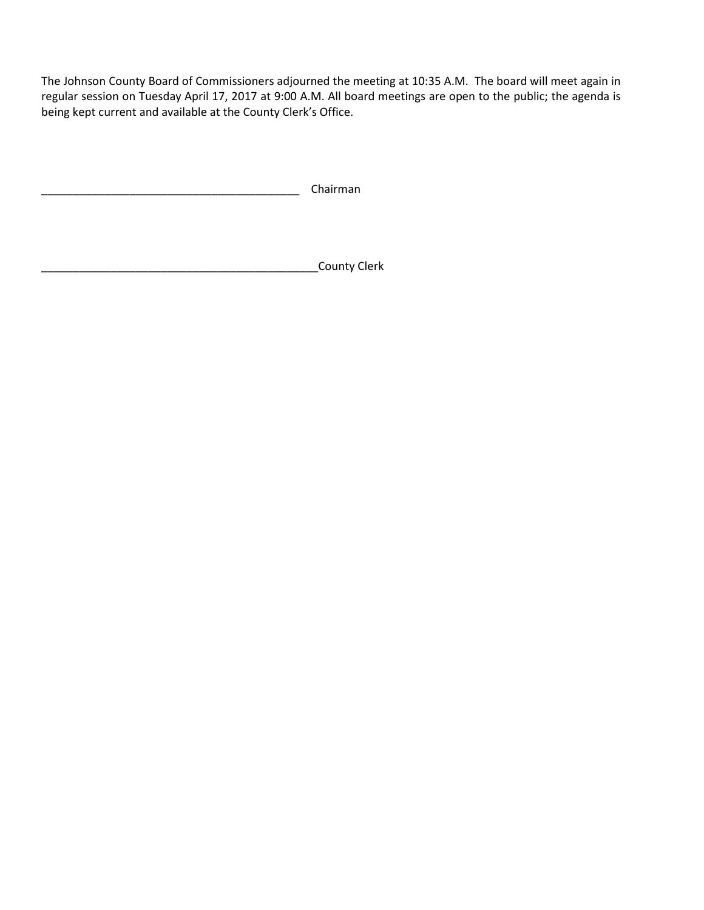The Johnson County Board of Commissioners adjourned the meeting at 10:35 A.M. The board will meet again in regular session on Tuesday April 17, 2017 at 9:00 A.M. All board meetings are open to the public; the agenda is being kept current and available at the County Clerk's Office.

\_\_\_\_\_\_\_\_\_\_\_\_\_\_\_\_\_\_\_\_\_\_\_\_\_\_\_\_\_\_\_\_\_\_\_\_\_\_\_\_\_\_ Chairman

\_\_\_\_\_\_\_\_\_\_\_\_\_\_\_\_\_\_\_\_\_\_\_\_\_\_\_\_\_\_\_\_\_\_\_\_\_\_\_\_\_\_\_\_\_County Clerk